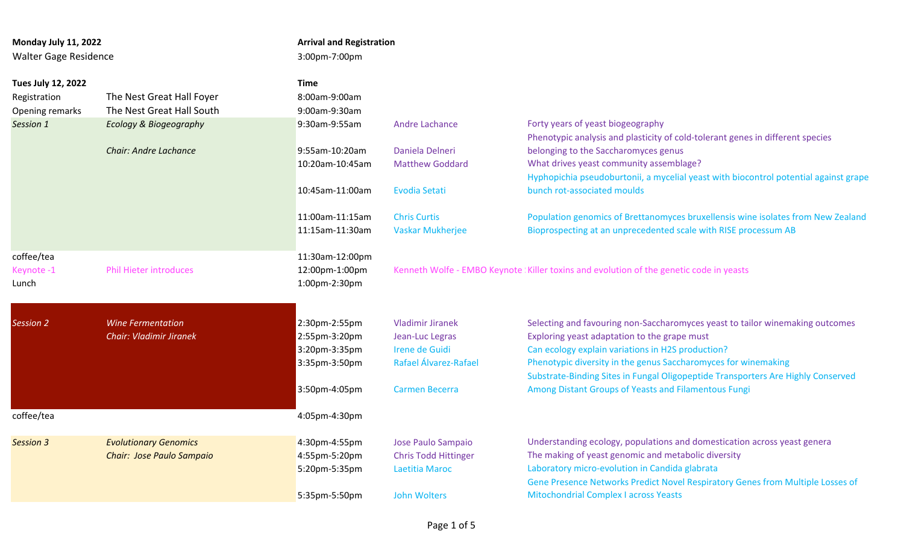| **Monday July 11, 2022** | | **Arrival and Registration** | | |
|---|---|---|---|---|
| Walter Gage Residence | | 3:00pm-7:00pm | | |
| | | | | |
| **Tues July 12, 2022** | | **Time** | | |
| Registration | The Nest Great Hall Foyer | 8:00am-9:00am | | |
| Opening remarks | The Nest Great Hall South | 9:00am-9:30am | | |
| *Session 1* | *Ecology & Biogeography* | 9:30am-9:55am | Andre Lachance | Forty years of yeast biogeography |
| | *Chair: Andre Lachance* | 9:55am-10:20am | Daniela Delneri | Phenotypic analysis and plasticity of cold-tolerant genes in different species belonging to the Saccharomyces genus |
| | | 10:20am-10:45am | Matthew Goddard | What drives yeast community assemblage? |
| | | 10:45am-11:00am | Evodia Setati | Hyphopichia pseudoburtonii, a mycelial yeast with biocontrol potential against grape bunch rot-associated moulds |
| | | 11:00am-11:15am | Chris Curtis | Population genomics of Brettanomyces bruxellensis wine isolates from New Zealand |
| | | 11:15am-11:30am | Vaskar Mukherjee | Bioprospecting at an unprecedented scale with RISE processum AB |
| coffee/tea | | 11:30am-12:00pm | | |
| Keynote -1 | Phil Hieter introduces | 12:00pm-1:00pm | Kenneth Wolfe - EMBO Keynote : | Killer toxins and evolution of the genetic code in yeasts |
| Lunch | | 1:00pm-2:30pm | | |
| | | | | |
| *Session 2* | *Wine Fermentation* | 2:30pm-2:55pm | Vladimir Jiranek | Selecting and favouring non-Saccharomyces yeast to tailor winemaking outcomes |
| | *Chair: Vladimir Jiranek* | 2:55pm-3:20pm | Jean-Luc Legras | Exploring yeast adaptation to the grape must |
| | | 3:20pm-3:35pm | Irene de Guidi | Can ecology explain variations in H2S production? |
| | | 3:35pm-3:50pm | Rafael Álvarez-Rafael | Phenotypic diversity in the genus Saccharomyces for winemaking |
| | | 3:50pm-4:05pm | Carmen Becerra | Substrate-Binding Sites in Fungal Oligopeptide Transporters Are Highly Conserved Among Distant Groups of Yeasts and Filamentous Fungi |
| coffee/tea | | 4:05pm-4:30pm | | |
| | | | | |
| *Session 3* | *Evolutionary Genomics* | 4:30pm-4:55pm | Jose Paulo Sampaio | Understanding ecology, populations and domestication across yeast genera |
| | *Chair: Jose Paulo Sampaio* | 4:55pm-5:20pm | Chris Todd Hittinger | The making of yeast genomic and metabolic diversity |
| | | 5:20pm-5:35pm | Laetitia Maroc | Laboratory micro-evolution in Candida glabrata |
| | | 5:35pm-5:50pm | John Wolters | Gene Presence Networks Predict Novel Respiratory Genes from Multiple Losses of Mitochondrial Complex I across Yeasts |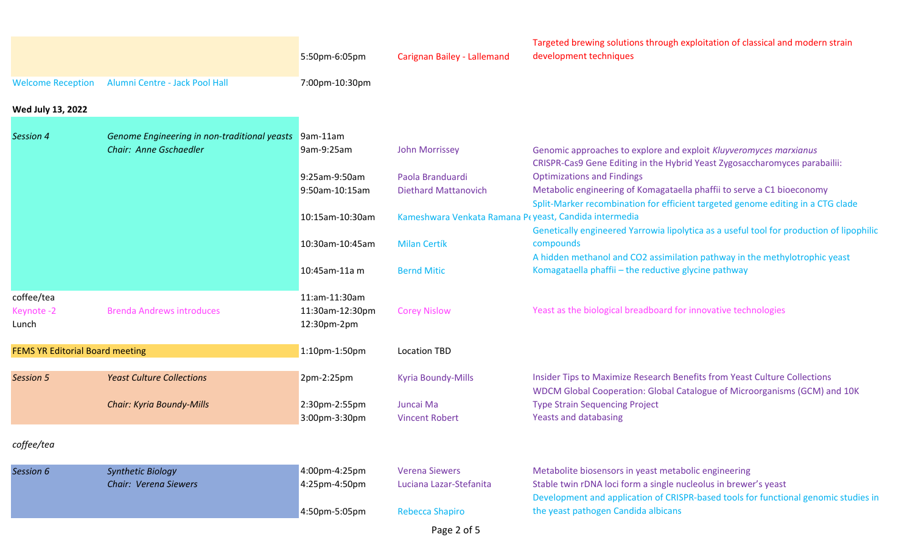| | | | | |
|---|---|---|---|---|
| | | 5:50pm-6:05pm | Carignan Bailey - Lallemand | Targeted brewing solutions through exploitation of classical and modern strain development techniques |
| Welcome Reception | Alumni Centre - Jack Pool Hall | 7:00pm-10:30pm | | |
| **Wed July 13, 2022** | | | | |
| *Session 4* | *Genome Engineering in non-traditional yeasts* | 9am-11am | | |
| | *Chair: Anne Gschaedler* | 9am-9:25am | John Morrissey | Genomic approaches to explore and exploit *Kluyveromyces marxianus* |
| | | 9:25am-9:50am | Paola Branduardi | CRISPR-Cas9 Gene Editing in the Hybrid Yeast Zygosaccharomyces parabailii: Optimizations and Findings |
| | | 9:50am-10:15am | Diethard Mattanovich | Metabolic engineering of Komagataella phaffii to serve a C1 bioeconomy |
| | | 10:15am-10:30am | Kameshwara Venkata Ramana Pe | Split-Marker recombination for efficient targeted genome editing in a CTG clade yeast, Candida intermedia |
| | | 10:30am-10:45am | Milan Certík | Genetically engineered Yarrowia lipolytica as a useful tool for production of lipophilic compounds |
| | | 10:45am-11a m | Bernd Mitic | A hidden methanol and CO2 assimilation pathway in the methylotrophic yeast Komagataella phaffii – the reductive glycine pathway |
| coffee/tea | | 11:am-11:30am | | |
| Keynote -2 | Brenda Andrews introduces | 11:30am-12:30pm | Corey Nislow | Yeast as the biological breadboard for innovative technologies |
| Lunch | | 12:30pm-2pm | | |
| FEMS YR Editorial Board meeting | | 1:10pm-1:50pm | Location TBD | |
| *Session 5* | *Yeast Culture Collections* | 2pm-2:25pm | Kyria Boundy-Mills | Insider Tips to Maximize Research Benefits from Yeast Culture Collections |
| | *Chair: Kyria Boundy-Mills* | 2:30pm-2:55pm | Juncai Ma | WDCM Global Cooperation: Global Catalogue of Microorganisms (GCM) and 10K Type Strain Sequencing Project |
| | | 3:00pm-3:30pm | Vincent Robert | Yeasts and databasing |
| *coffee/tea* | | | | |
| *Session 6* | *Synthetic Biology* | 4:00pm-4:25pm | Verena Siewers | Metabolite biosensors in yeast metabolic engineering |
| | *Chair: Verena Siewers* | 4:25pm-4:50pm | Luciana Lazar-Stefanita | Stable twin rDNA loci form a single nucleolus in brewer's yeast |
| | | 4:50pm-5:05pm | Rebecca Shapiro | Development and application of CRISPR-based tools for functional genomic studies in the yeast pathogen Candida albicans |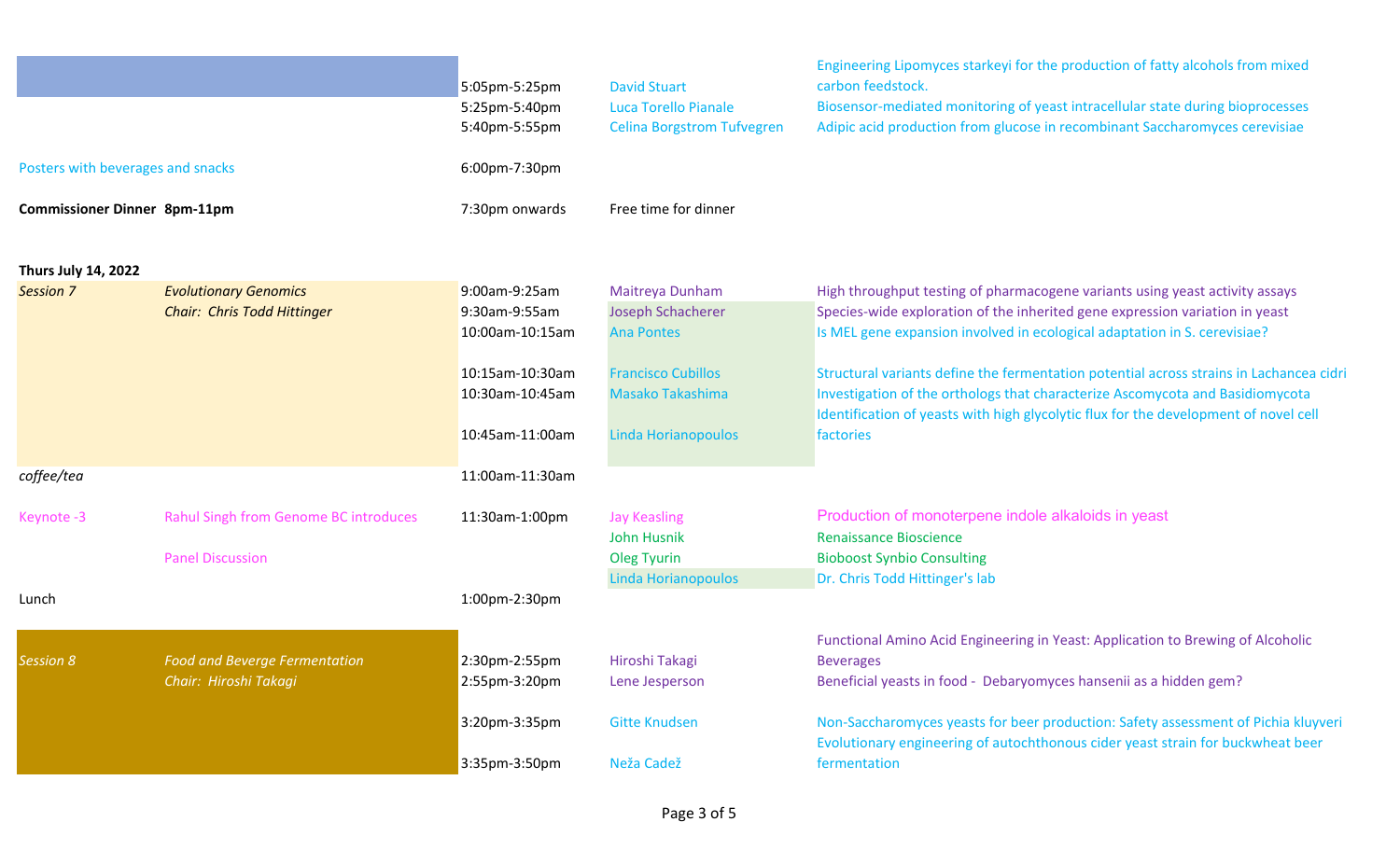| | | | | |
|---|---|---|---|---|
| | | 5:05pm-5:25pm | David Stuart | Engineering Lipomyces starkeyi for the production of fatty alcohols from mixed carbon feedstock. |
| | | 5:25pm-5:40pm | Luca Torello Pianale | Biosensor-mediated monitoring of yeast intracellular state during bioprocesses |
| | | 5:40pm-5:55pm | Celina Borgstrom Tufvegren | Adipic acid production from glucose in recombinant Saccharomyces cerevisiae |
| Posters with beverages and snacks | | 6:00pm-7:30pm | | |
| **Commissioner Dinner 8pm-11pm** | | 7:30pm onwards | Free time for dinner | |
| **Thurs July 14, 2022** | | | | |
| *Session 7* | *Evolutionary Genomics* | 9:00am-9:25am | Maitreya Dunham | High throughput testing of pharmacogene variants using yeast activity assays |
| | *Chair: Chris Todd Hittinger* | 9:30am-9:55am | Joseph Schacherer | Species-wide exploration of the inherited gene expression variation in yeast |
| | | 10:00am-10:15am | Ana Pontes | Is MEL gene expansion involved in ecological adaptation in S. cerevisiae? |
| | | 10:15am-10:30am | Francisco Cubillos | Structural variants define the fermentation potential across strains in Lachancea cidri |
| | | 10:30am-10:45am | Masako Takashima | Investigation of the orthologs that characterize Ascomycota and Basidiomycota |
| | | 10:45am-11:00am | Linda Horianopoulos | Identification of yeasts with high glycolytic flux for the development of novel cell factories |
| *coffee/tea* | | 11:00am-11:30am | | |
| Keynote -3 | Rahul Singh from Genome BC introduces | 11:30am-1:00pm | Jay Keasling | Production of monoterpene indole alkaloids in yeast |
| | | | John Husnik | Renaissance Bioscience |
| | Panel Discussion | | Oleg Tyurin | Bioboost Synbio Consulting |
| | | | Linda Horianopoulos | Dr. Chris Todd Hittinger's lab |
| Lunch | | 1:00pm-2:30pm | | |
| *Session 8* | *Food and Beverge Fermentation* | 2:30pm-2:55pm | Hiroshi Takagi | Functional Amino Acid Engineering in Yeast: Application to Brewing of Alcoholic Beverages |
| | *Chair: Hiroshi Takagi* | 2:55pm-3:20pm | Lene Jesperson | Beneficial yeasts in food - Debaryomyces hansenii as a hidden gem? |
| | | 3:20pm-3:35pm | Gitte Knudsen | Non-Saccharomyces yeasts for beer production: Safety assessment of Pichia kluyveri |
| | | 3:35pm-3:50pm | Neža Cadež | Evolutionary engineering of autochthonous cider yeast strain for buckwheat beer fermentation |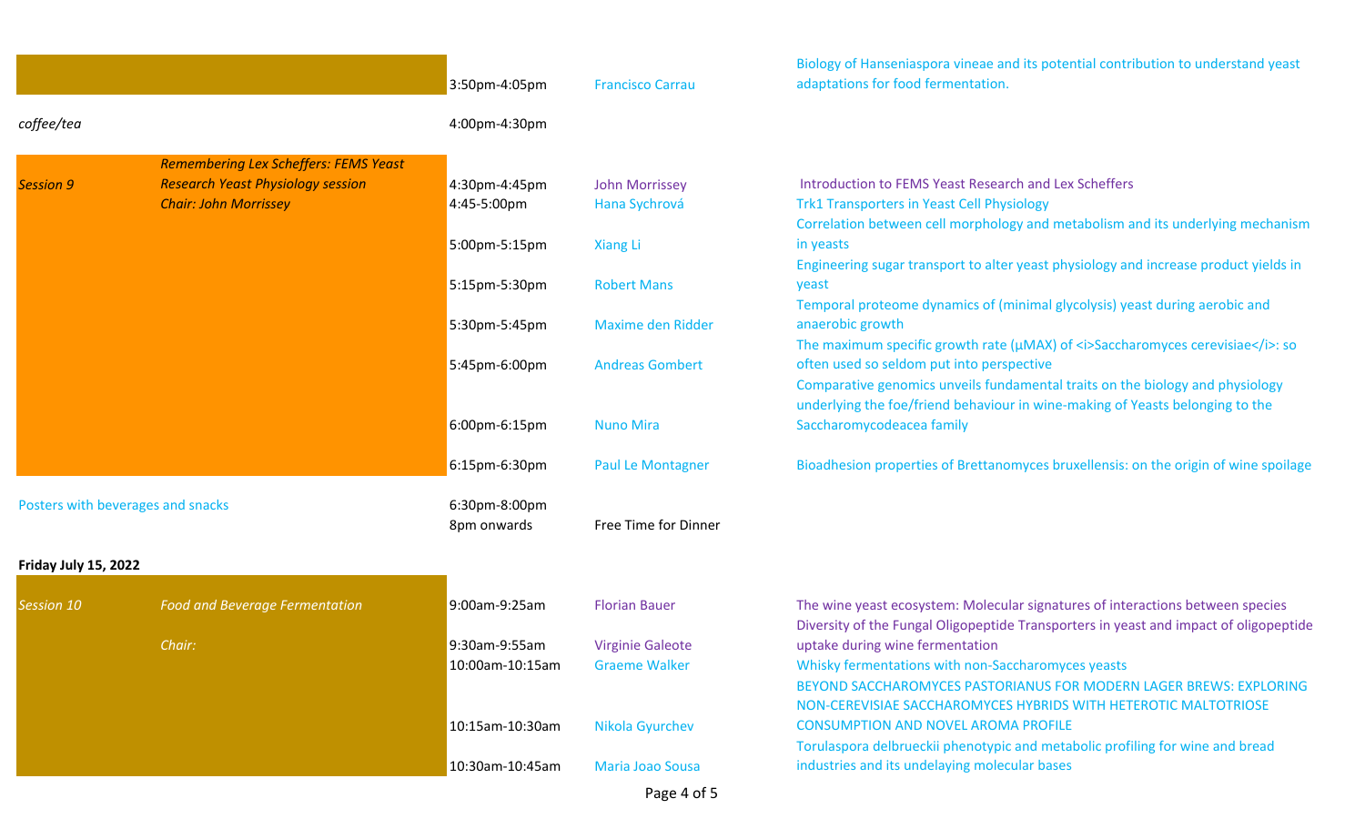| Session | Title | Time | Speaker | Talk |
|---|---|---|---|---|
| | | 3:50pm-4:05pm | Francisco Carrau | Biology of Hanseniaspora vineae and its potential contribution to understand yeast adaptations for food fermentation. |
| *coffee/tea* | | 4:00pm-4:30pm | | |
| *Session 9* | *Remembering Lex Scheffers: FEMS Yeast Research Yeast Physiology session* | 4:30pm-4:45pm | John Morrissey | Introduction to FEMS Yeast Research and Lex Scheffers |
| | *Chair: John Morrissey* | 4:45-5:00pm | Hana Sychrová | Trk1 Transporters in Yeast Cell Physiology |
| | | 5:00pm-5:15pm | Xiang Li | Correlation between cell morphology and metabolism and its underlying mechanism in yeasts |
| | | 5:15pm-5:30pm | Robert Mans | Engineering sugar transport to alter yeast physiology and increase product yields in yeast |
| | | 5:30pm-5:45pm | Maxime den Ridder | Temporal proteome dynamics of (minimal glycolysis) yeast during aerobic and anaerobic growth |
| | | 5:45pm-6:00pm | Andreas Gombert | The maximum specific growth rate (µMAX) of <i>Saccharomyces cerevisiae</i>: so often used so seldom put into perspective |
| | | 6:00pm-6:15pm | Nuno Mira | Comparative genomics unveils fundamental traits on the biology and physiology underlying the foe/friend behaviour in wine-making of Yeasts belonging to the Saccharomycodeacea family |
| | | 6:15pm-6:30pm | Paul Le Montagner | Bioadhesion properties of Brettanomyces bruxellensis: on the origin of wine spoilage |
| Posters with beverages and snacks | | 6:30pm-8:00pm | | |
| | | 8pm onwards | Free Time for Dinner | |

**Friday July 15, 2022**

| Session | Title | Time | Speaker | Talk |
|---|---|---|---|---|
| *Session 10* | *Food and Beverage Fermentation* | 9:00am-9:25am | Florian Bauer | The wine yeast ecosystem: Molecular signatures of interactions between species |
| | *Chair:* | 9:30am-9:55am | Virginie Galeote | Diversity of the Fungal Oligopeptide Transporters in yeast and impact of oligopeptide uptake during wine fermentation |
| | | 10:00am-10:15am | Graeme Walker | Whisky fermentations with non-Saccharomyces yeasts |
| | | 10:15am-10:30am | Nikola Gyurchev | BEYOND SACCHAROMYCES PASTORIANUS FOR MODERN LAGER BREWS: EXPLORING NON-CEREVISIAE SACCHAROMYCES HYBRIDS WITH HETEROTIC MALTOTRIOSE CONSUMPTION AND NOVEL AROMA PROFILE |
| | | 10:30am-10:45am | Maria Joao Sousa | Torulaspora delbrueckii phenotypic and metabolic profiling for wine and bread industries and its undelaying molecular bases |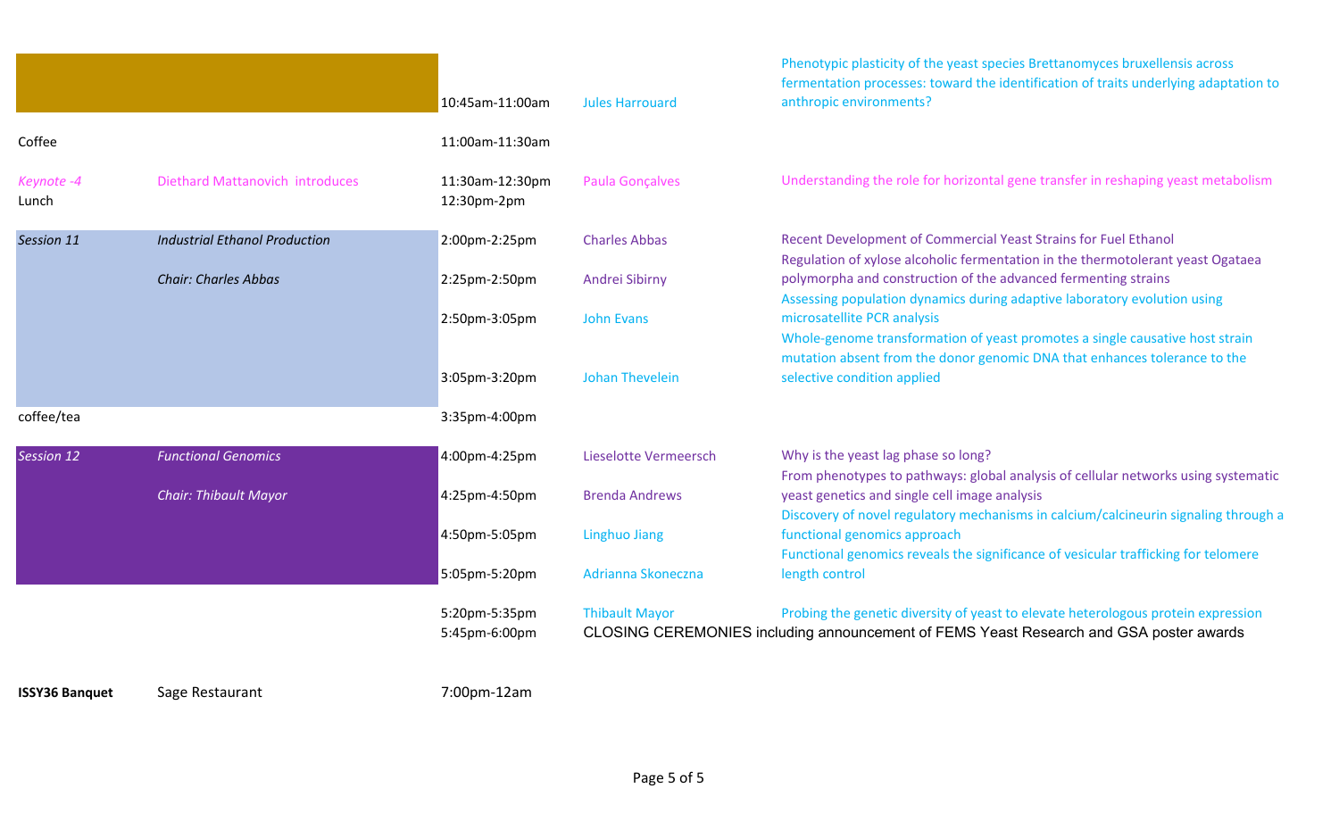| | | | | |
|---|---|---|---|---|
| | | 10:45am-11:00am | Jules Harrouard | Phenotypic plasticity of the yeast species Brettanomyces bruxellensis across fermentation processes: toward the identification of traits underlying adaptation to anthropic environments? |
| Coffee | | 11:00am-11:30am | | |
| *Keynote -4* | Diethard Mattanovich introduces | 11:30am-12:30pm | Paula Gonçalves | Understanding the role for horizontal gene transfer in reshaping yeast metabolism |
| Lunch | | 12:30pm-2pm | | |
| *Session 11* | *Industrial Ethanol Production* | 2:00pm-2:25pm | Charles Abbas | Recent Development of Commercial Yeast Strains for Fuel Ethanol |
| | *Chair: Charles Abbas* | 2:25pm-2:50pm | Andrei Sibirny | Regulation of xylose alcoholic fermentation in the thermotolerant yeast Ogataea polymorpha and construction of the advanced fermenting strains |
| | | 2:50pm-3:05pm | John Evans | Assessing population dynamics during adaptive laboratory evolution using microsatellite PCR analysis |
| | | 3:05pm-3:20pm | Johan Thevelein | Whole-genome transformation of yeast promotes a single causative host strain mutation absent from the donor genomic DNA that enhances tolerance to the selective condition applied |
| coffee/tea | | 3:35pm-4:00pm | | |
| *Session 12* | *Functional Genomics* | 4:00pm-4:25pm | Lieselotte Vermeersch | Why is the yeast lag phase so long? |
| | *Chair: Thibault Mayor* | 4:25pm-4:50pm | Brenda Andrews | From phenotypes to pathways: global analysis of cellular networks using systematic yeast genetics and single cell image analysis |
| | | 4:50pm-5:05pm | Linghuo Jiang | Discovery of novel regulatory mechanisms in calcium/calcineurin signaling through a functional genomics approach |
| | | 5:05pm-5:20pm | Adrianna Skoneczna | Functional genomics reveals the significance of vesicular trafficking for telomere length control |
| | | 5:20pm-5:35pm | Thibault Mayor | Probing the genetic diversity of yeast to elevate heterologous protein expression |
| | | 5:45pm-6:00pm | CLOSING CEREMONIES including announcement of FEMS Yeast Research and GSA poster awards | |
| **ISSY36 Banquet** | Sage Restaurant | 7:00pm-12am | | |